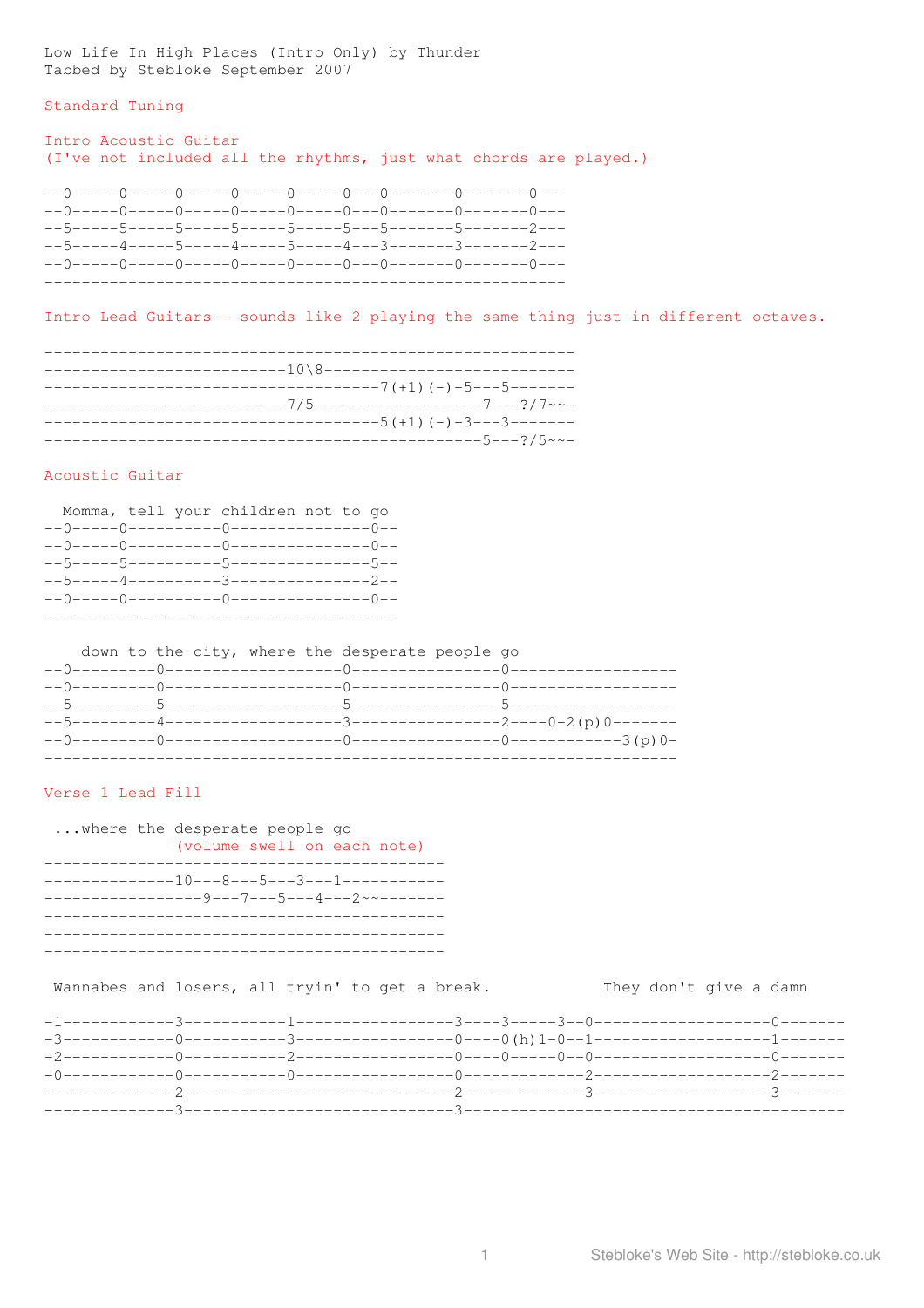Low Life In High Places (Intro Only) by Thunder
Tabbed by Stebloke September 2007

Standard Tuning

Intro Acoustic Guitar
(I've not included all the rhythms, just what chords are played.)

```
--0-----0-----0-----0-----0-----0---0-------0-------0---
--0-----0-----0-----0-----0-----0---0-------0-------0---
--5-----5-----5-----5-----5-----5---5-------5-------2---
--5-----4-----5-----4-----5-----4---3-------3-------2---
--0-----0-----0-----0-----0-----0---0-------0-------0---
--------------------------------------------------------
```

Intro Lead Guitars - sounds like 2 playing the same thing just in different octaves.

```
---------------------------------------------------------
-------------------------10\8----------------------------
-----------------------------------7(+1)(-)-5---5-------
-------------------------7/5-----------------7---?/7~~-
-----------------------------------5(+1)(-)-3---3-------
-----------------------------------------------5---?/5~~-
```

Acoustic Guitar

```
  Momma, tell your children not to go
--0-----0----------0---------------0--
--0-----0----------0---------------0--
--5-----5----------5---------------5--
--5-----4----------3---------------2--
--0-----0----------0---------------0--
--------------------------------------

    down to the city, where the desperate people go
--0---------0-------------------0----------------0------------------
--0---------0-------------------0----------------0------------------
--5---------5-------------------5----------------5------------------
--5---------4-------------------3----------------2----0-2(p)0-------
--0---------0-------------------0----------------0------------3(p)0-
--------------------------------------------------------------------
```

Verse 1 Lead Fill

```
 ...where the desperate people go
              (volume swell on each note)
-------------------------------------------
--------------10---8---5---3---1-----------
-----------------9---7---5---4---2~~--------
-------------------------------------------
-------------------------------------------
-------------------------------------------
```

```
 Wannabes and losers, all tryin' to get a break.            They don't give a damn

-1------------3-----------1-----------------3----3-----3--0-------------------0-------
-3------------0-----------3-----------------0----0(h)1-0--1-------------------1-------
-2------------0-----------2-----------------0----0-----0--0-------------------0-------
-0------------0-----------0-----------------0-------------2-------------------2-------
--------------2-----------------------------2-------------3-------------------3-------
--------------3-----------------------------3-----------------------------------------
```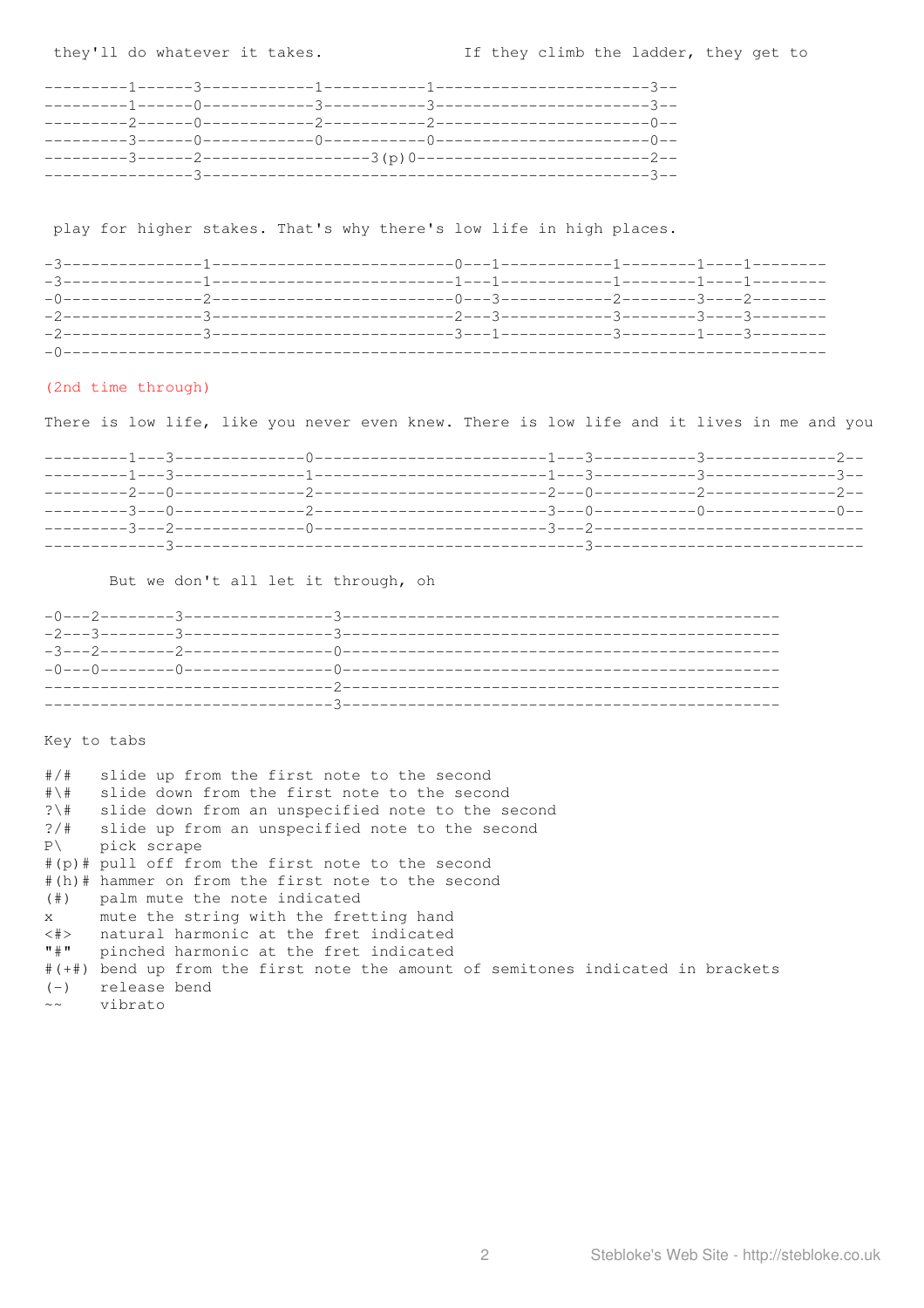```
 they'll do whatever it takes.              If they climb the ladder, they get to

---------1------3------------1-----------1----------------------3--
---------1------0------------3-----------3----------------------3--
---------2------0------------2-----------2----------------------0--
---------3------0------------0-----------0----------------------0--
---------3------2-----------------3(p)0-------------------------2--
---------------3------------------------------------------------3--


 play for higher stakes. That's why there's low life in high places.

-3---------------1--------------------------0---1------------1--------1----1--------
-3---------------1--------------------------1---1------------1--------1----1--------
-0---------------2--------------------------0---3------------2--------3----2--------
-2---------------3--------------------------2---3------------3--------3----3--------
-2---------------3--------------------------3---1------------3--------1----3--------
-0----------------------------------------------------------------------------------
```

(2nd time through)

```
There is low life, like you never even knew. There is low life and it lives in me and you

---------1---3--------------0-------------------------1---3-----------3--------------2--
---------1---3--------------1-------------------------1---3-----------3--------------3--
---------2---0--------------2-------------------------2---0-----------2--------------2--
---------3---0--------------2-------------------------3---0-----------0--------------0--
---------3---2--------------0-------------------------3---2-----------------------------
-------------3-------------------------------------------3-----------------------------

       But we don't all let it through, oh

-0---2--------3----------------3---------------------------------------------
-2---3--------3----------------3---------------------------------------------
-3---2--------2----------------0---------------------------------------------
-0---0--------0----------------0---------------------------------------------
-------------------------------2---------------------------------------------
-------------------------------3---------------------------------------------
```

Key to tabs

```
#/#   slide up from the first note to the second
#\#   slide down from the first note to the second
?\#   slide down from an unspecified note to the second
?/#   slide up from an unspecified note to the second
P\    pick scrape
#(p)# pull off from the first note to the second
#(h)# hammer on from the first note to the second
(#)   palm mute the note indicated
x     mute the string with the fretting hand
<#>   natural harmonic at the fret indicated
"#"   pinched harmonic at the fret indicated
#(+#) bend up from the first note the amount of semitones indicated in brackets
(-)   release bend
~~    vibrato
```